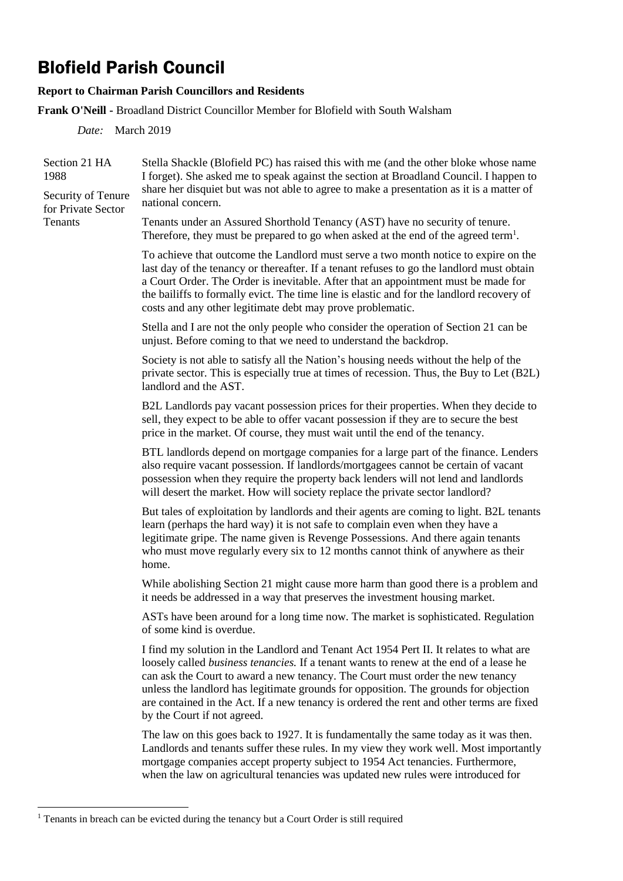# Blofield Parish Council

**Report to Chairman Parish Councillors and Residents**

**Frank O'Neill -** Broadland District Councillor Member for Blofield with South Walsham

*Date:* March 2019

**Section 21 HA 1988**

**Security of Tenure for Private Sector Tenants**

Stella Shackle (Blofield PC) has raised this with me (and the other bloke whose name I forget). She asked me to speak against the section at Broadland Council. I happen to share her disquiet but was not able to agree to make a presentation as it is a matter of national concern.

Tenants under an Assured Shorthold Tenancy (AST) have no security of tenure. Therefore, they must be prepared to go when asked at the end of the agreed term[1].

To achieve that outcome the Landlord must serve a two month notice to expire on the last day of the tenancy or thereafter. If a tenant refuses to go the landlord must obtain a Court Order. The Order is inevitable. After that an appointment must be made for the bailiffs to formally evict. The time line is elastic and for the landlord recovery of costs and any other legitimate debt may prove problematic.

Stella and I are not the only people who consider the operation of Section 21 can be unjust. Before coming to that we need to understand the backdrop.

Society is not able to satisfy all the Nation's housing needs without the help of the private sector. This is especially true at times of recession. Thus, the Buy to Let (B2L) landlord and the AST.

B2L Landlords pay vacant possession prices for their properties. When they decide to sell, they expect to be able to offer vacant possession if they are to secure the best price in the market. Of course, they must wait until the end of the tenancy.

BTL landlords depend on mortgage companies for a large part of the finance. Lenders also require vacant possession. If landlords/mortgagees cannot be certain of vacant possession when they require the property back lenders will not lend and landlords will desert the market. How will society replace the private sector landlord?

But tales of exploitation by landlords and their agents are coming to light. B2L tenants learn (perhaps the hard way) it is not safe to complain even when they have a legitimate gripe. The name given is Revenge Possessions. And there again tenants who must move regularly every six to 12 months cannot think of anywhere as their home.

While abolishing Section 21 might cause more harm than good there is a problem and it needs be addressed in a way that preserves the investment housing market.

ASTs have been around for a long time now. The market is sophisticated. Regulation of some kind is overdue.

I find my solution in the Landlord and Tenant Act 1954 Pert II. It relates to what are loosely called *business tenancies.* If a tenant wants to renew at the end of a lease he can ask the Court to award a new tenancy. The Court must order the new tenancy unless the landlord has legitimate grounds for opposition. The grounds for objection are contained in the Act. If a new tenancy is ordered the rent and other terms are fixed by the Court if not agreed.

The law on this goes back to 1927. It is fundamentally the same today as it was then. Landlords and tenants suffer these rules. In my view they work well. Most importantly mortgage companies accept property subject to 1954 Act tenancies. Furthermore, when the law on agricultural tenancies was updated new rules were introduced for

---

[1] Tenants in breach can be evicted during the tenancy but a Court Order is still required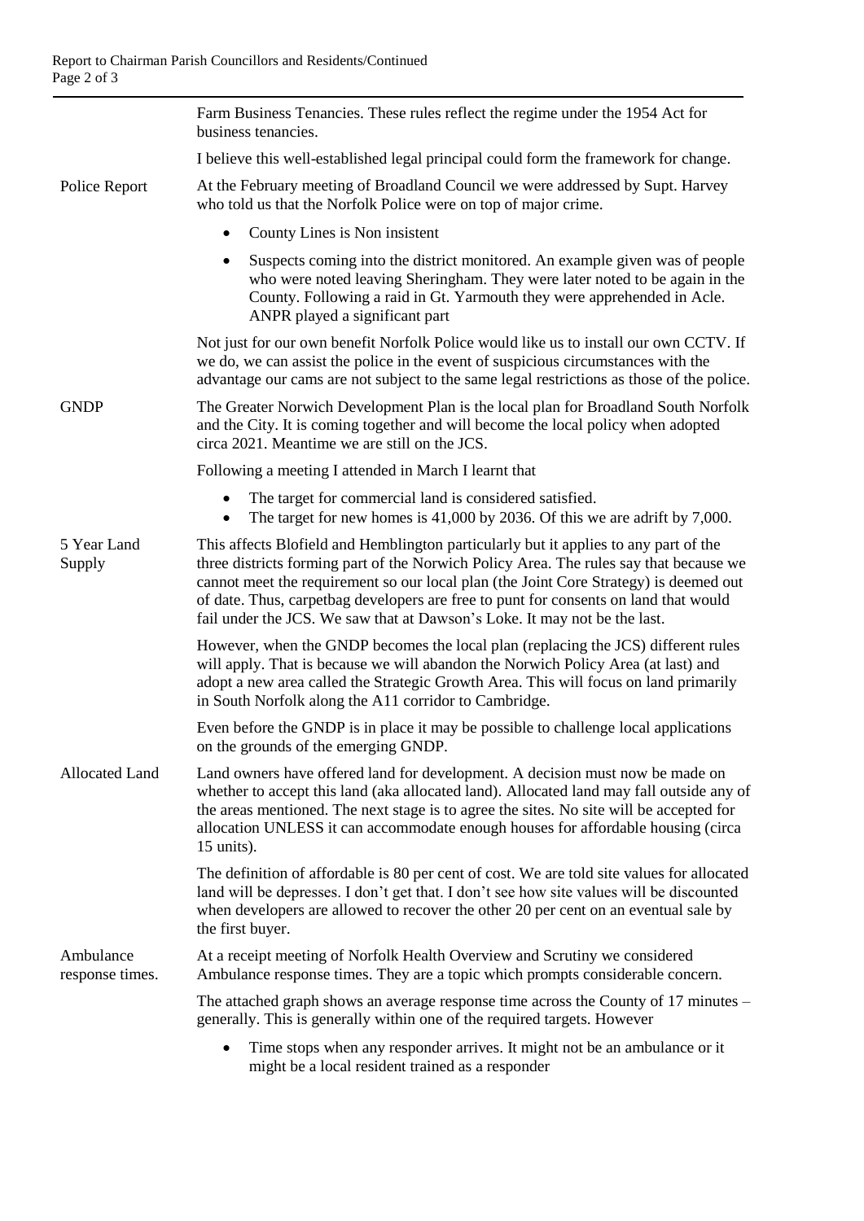Farm Business Tenancies. These rules reflect the regime under the 1954 Act for business tenancies.

I believe this well-established legal principal could form the framework for change.

**Police Report**

At the February meeting of Broadland Council we were addressed by Supt. Harvey who told us that the Norfolk Police were on top of major crime.

- County Lines is Non insistent
- Suspects coming into the district monitored. An example given was of people who were noted leaving Sheringham. They were later noted to be again in the County. Following a raid in Gt. Yarmouth they were apprehended in Acle. ANPR played a significant part

Not just for our own benefit Norfolk Police would like us to install our own CCTV. If we do, we can assist the police in the event of suspicious circumstances with the advantage our cams are not subject to the same legal restrictions as those of the police.

**GNDP**

The Greater Norwich Development Plan is the local plan for Broadland South Norfolk and the City. It is coming together and will become the local policy when adopted circa 2021. Meantime we are still on the JCS.

Following a meeting I attended in March I learnt that

- The target for commercial land is considered satisfied.
- The target for new homes is 41,000 by 2036. Of this we are adrift by 7,000.

**5 Year Land Supply**

This affects Blofield and Hemblington particularly but it applies to any part of the three districts forming part of the Norwich Policy Area. The rules say that because we cannot meet the requirement so our local plan (the Joint Core Strategy) is deemed out of date. Thus, carpetbag developers are free to punt for consents on land that would fail under the JCS. We saw that at Dawson's Loke. It may not be the last.

However, when the GNDP becomes the local plan (replacing the JCS) different rules will apply. That is because we will abandon the Norwich Policy Area (at last) and adopt a new area called the Strategic Growth Area. This will focus on land primarily in South Norfolk along the A11 corridor to Cambridge.

Even before the GNDP is in place it may be possible to challenge local applications on the grounds of the emerging GNDP.

**Allocated Land**

Land owners have offered land for development. A decision must now be made on whether to accept this land (aka allocated land). Allocated land may fall outside any of the areas mentioned. The next stage is to agree the sites. No site will be accepted for allocation UNLESS it can accommodate enough houses for affordable housing (circa 15 units).

The definition of affordable is 80 per cent of cost. We are told site values for allocated land will be depresses. I don't get that. I don't see how site values will be discounted when developers are allowed to recover the other 20 per cent on an eventual sale by the first buyer.

**Ambulance response times.**

At a receipt meeting of Norfolk Health Overview and Scrutiny we considered Ambulance response times. They are a topic which prompts considerable concern.

The attached graph shows an average response time across the County of 17 minutes – generally. This is generally within one of the required targets. However

- Time stops when any responder arrives. It might not be an ambulance or it might be a local resident trained as a responder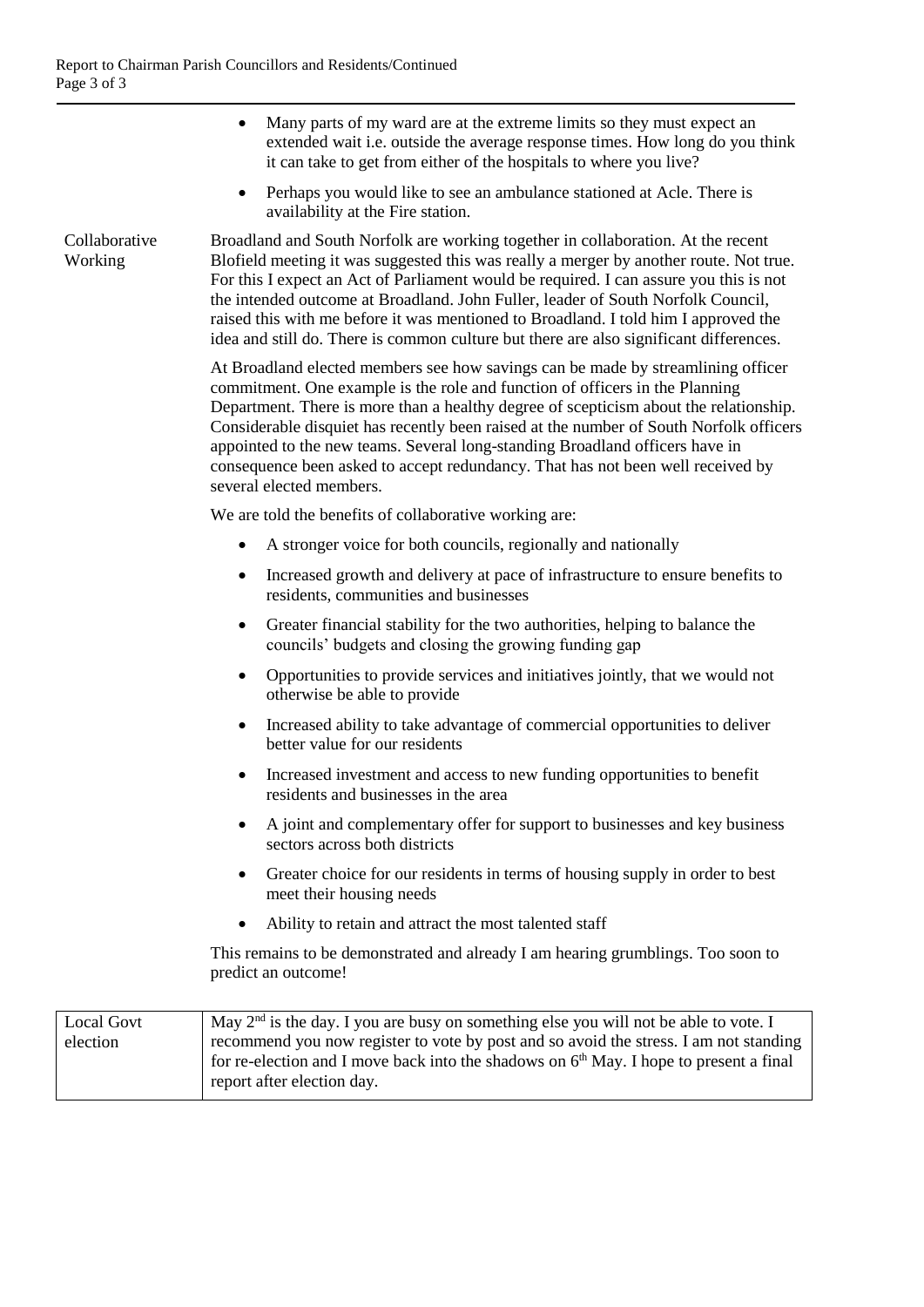- Many parts of my ward are at the extreme limits so they must expect an extended wait i.e. outside the average response times. How long do you think it can take to get from either of the hospitals to where you live?
- Perhaps you would like to see an ambulance stationed at Acle. There is availability at the Fire station.

**Collaborative Working**

Broadland and South Norfolk are working together in collaboration. At the recent Blofield meeting it was suggested this was really a merger by another route. Not true. For this I expect an Act of Parliament would be required. I can assure you this is not the intended outcome at Broadland. John Fuller, leader of South Norfolk Council, raised this with me before it was mentioned to Broadland. I told him I approved the idea and still do. There is common culture but there are also significant differences.

At Broadland elected members see how savings can be made by streamlining officer commitment. One example is the role and function of officers in the Planning Department. There is more than a healthy degree of scepticism about the relationship. Considerable disquiet has recently been raised at the number of South Norfolk officers appointed to the new teams. Several long-standing Broadland officers have in consequence been asked to accept redundancy. That has not been well received by several elected members.

We are told the benefits of collaborative working are:

- A stronger voice for both councils, regionally and nationally
- Increased growth and delivery at pace of infrastructure to ensure benefits to residents, communities and businesses
- Greater financial stability for the two authorities, helping to balance the councils' budgets and closing the growing funding gap
- Opportunities to provide services and initiatives jointly, that we would not otherwise be able to provide
- Increased ability to take advantage of commercial opportunities to deliver better value for our residents
- Increased investment and access to new funding opportunities to benefit residents and businesses in the area
- A joint and complementary offer for support to businesses and key business sectors across both districts
- Greater choice for our residents in terms of housing supply in order to best meet their housing needs
- Ability to retain and attract the most talented staff

This remains to be demonstrated and already I am hearing grumblings. Too soon to predict an outcome!

| Local Govt election | May 2nd is the day. I you are busy on something else you will not be able to vote. I recommend you now register to vote by post and so avoid the stress. I am not standing for re-election and I move back into the shadows on 6th May. I hope to present a final report after election day. |
|---|---|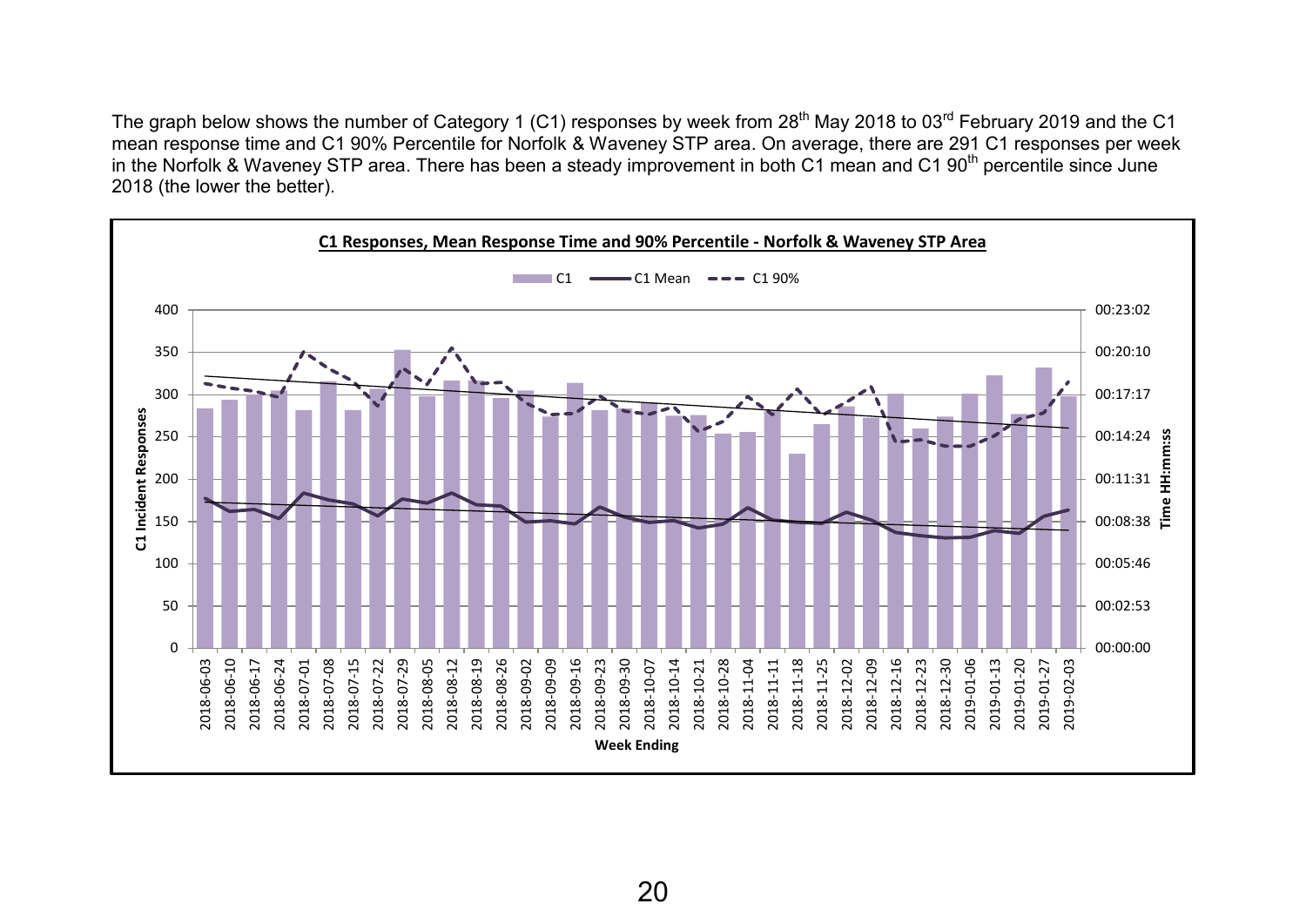The graph below shows the number of Category 1 (C1) responses by week from 28th May 2018 to 03rd February 2019 and the C1 mean response time and C1 90% Percentile for Norfolk & Waveney STP area. On average, there are 291 C1 responses per week in the Norfolk & Waveney STP area. There has been a steady improvement in both C1 mean and C1 90th percentile since June 2018 (the lower the better).

**C1 Responses, Mean Response Time and 90% Percentile - Norfolk & Waveney STP Area**

C1 | C1 Mean | C1 90%

C1 Incident Responses

400
350
300
250
200
150
100
50
0

Time HH:mm:ss

00:23:02
00:20:10
00:17:17
00:14:24
00:11:31
00:08:38
00:05:46
00:02:53
00:00:00

Week Ending

2018-06-03, 2018-06-10, 2018-06-17, 2018-06-24, 2018-07-01, 2018-07-08, 2018-07-15, 2018-07-22, 2018-07-29, 2018-08-05, 2018-08-12, 2018-08-19, 2018-08-26, 2018-09-02, 2018-09-09, 2018-09-16, 2018-09-23, 2018-09-30, 2018-10-07, 2018-10-14, 2018-10-21, 2018-10-28, 2018-11-04, 2018-11-11, 2018-11-18, 2018-11-25, 2018-12-02, 2018-12-09, 2018-12-16, 2018-12-23, 2018-12-30, 2019-01-06, 2019-01-13, 2019-01-20, 2019-01-27, 2019-02-03